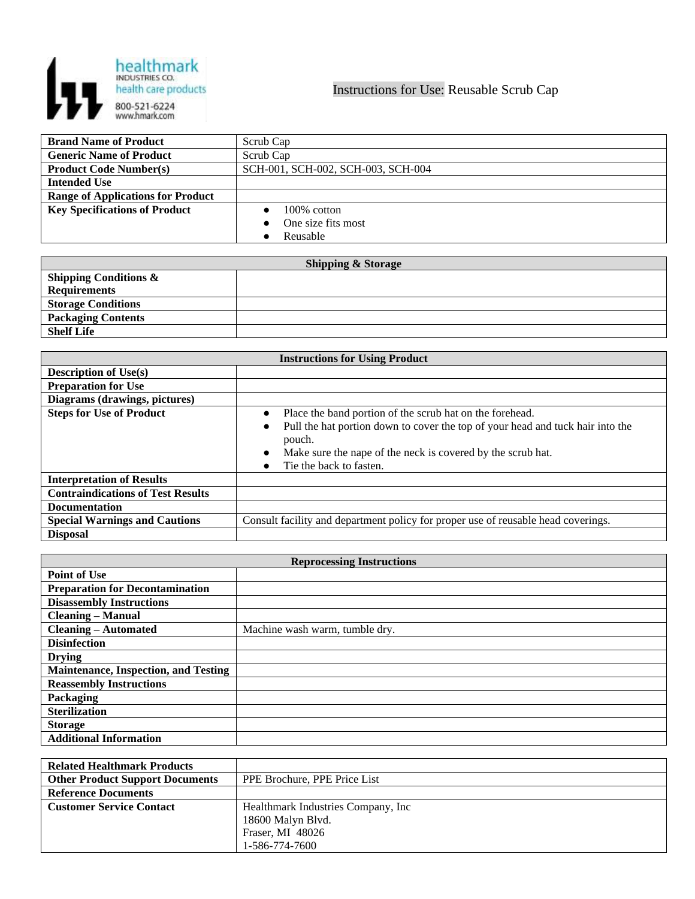healthmark INDUSTRIES CO.
health care products
800-521-6224
www.hmark.com

# Instructions for Use: Reusable Scrub Cap

| | |
|---|---|
| **Brand Name of Product** | Scrub Cap |
| **Generic Name of Product** | Scrub Cap |
| **Product Code Number(s)** | SCH-001, SCH-002, SCH-003, SCH-004 |
| **Intended Use** | |
| **Range of Applications for Product** | |
| **Key Specifications of Product** | • 100% cotton<br>• One size fits most<br>• Reusable |

| **Shipping & Storage** | |
|---|---|
| **Shipping Conditions & Requirements** | |
| **Storage Conditions** | |
| **Packaging Contents** | |
| **Shelf Life** | |

| **Instructions for Using Product** | |
|---|---|
| **Description of Use(s)** | |
| **Preparation for Use** | |
| **Diagrams (drawings, pictures)** | |
| **Steps for Use of Product** | • Place the band portion of the scrub hat on the forehead.<br>• Pull the hat portion down to cover the top of your head and tuck hair into the pouch.<br>• Make sure the nape of the neck is covered by the scrub hat.<br>• Tie the back to fasten. |
| **Interpretation of Results** | |
| **Contraindications of Test Results** | |
| **Documentation** | |
| **Special Warnings and Cautions** | Consult facility and department policy for proper use of reusable head coverings. |
| **Disposal** | |

| **Reprocessing Instructions** | |
|---|---|
| **Point of Use** | |
| **Preparation for Decontamination** | |
| **Disassembly Instructions** | |
| **Cleaning – Manual** | |
| **Cleaning – Automated** | Machine wash warm, tumble dry. |
| **Disinfection** | |
| **Drying** | |
| **Maintenance, Inspection, and Testing** | |
| **Reassembly Instructions** | |
| **Packaging** | |
| **Sterilization** | |
| **Storage** | |
| **Additional Information** | |

| | |
|---|---|
| **Related Healthmark Products** | |
| **Other Product Support Documents** | PPE Brochure, PPE Price List |
| **Reference Documents** | |
| **Customer Service Contact** | Healthmark Industries Company, Inc<br>18600 Malyn Blvd.<br>Fraser, MI 48026<br>1-586-774-7600 |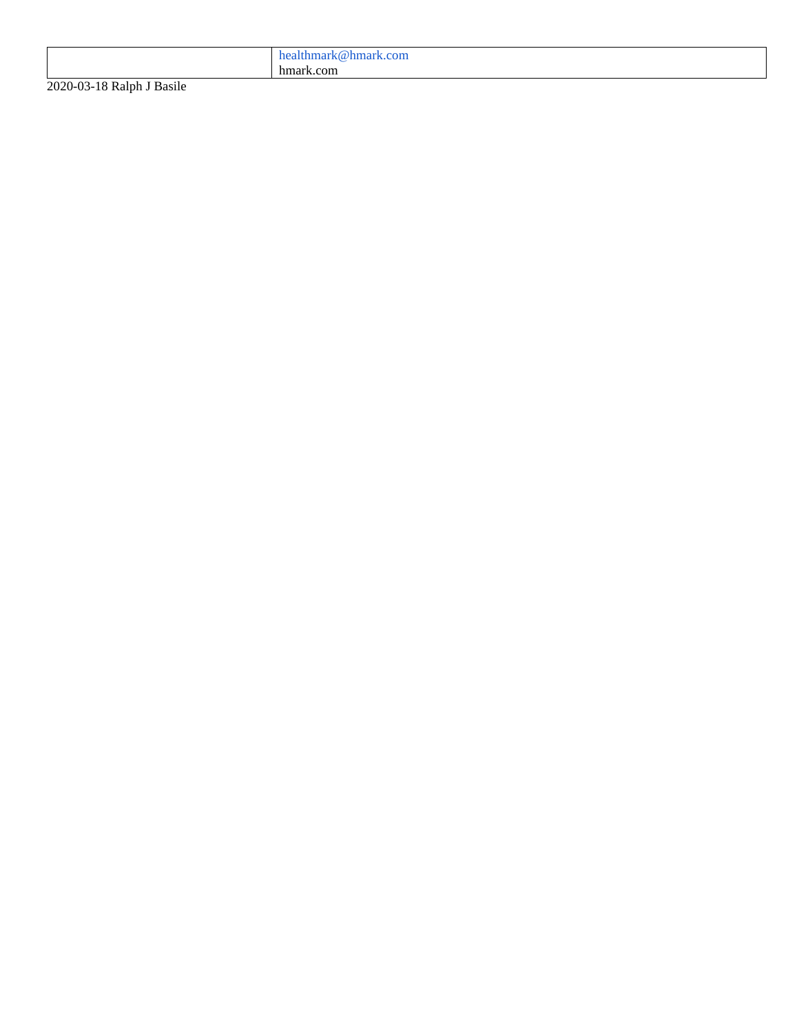| | |
|---|---|
| | healthmark@hmark.com<br>hmark.com |

2020-03-18 Ralph J Basile